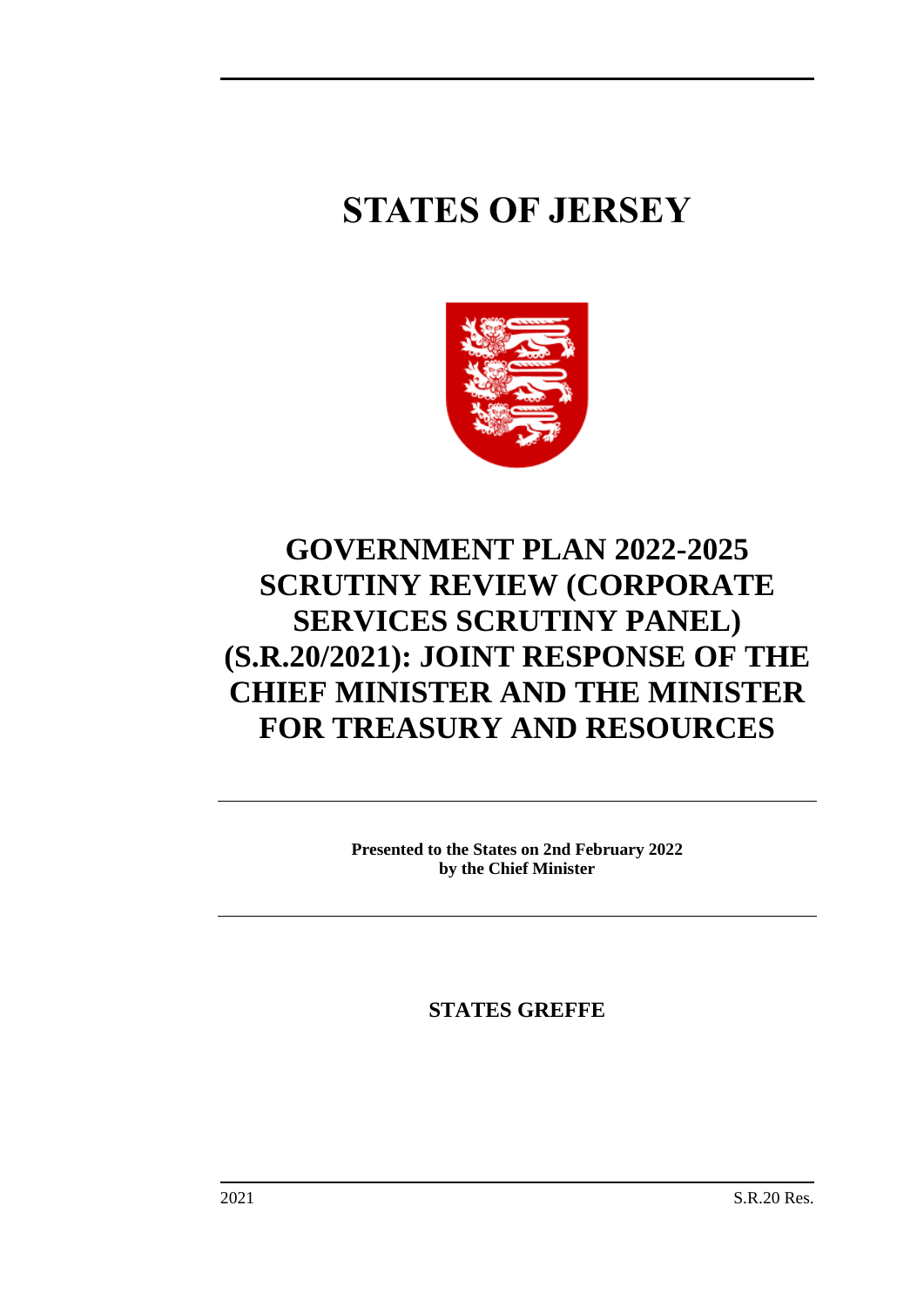# STATES OF JERSEY

# GOVERNMENT PLAN 2022-2025 SCRUTINY REVIEW (CORPORATE SERVICES SCRUTINY PANEL) (S.R.20/2021): JOINT RESPONSE OF THE CHIEF MINISTER AND THE MINISTER FOR TREASURY AND RESOURCES

**Presented to the States on 2nd February 2022**
**by the Chief Minister**

**STATES GREFFE**

2021 S.R.20 Res.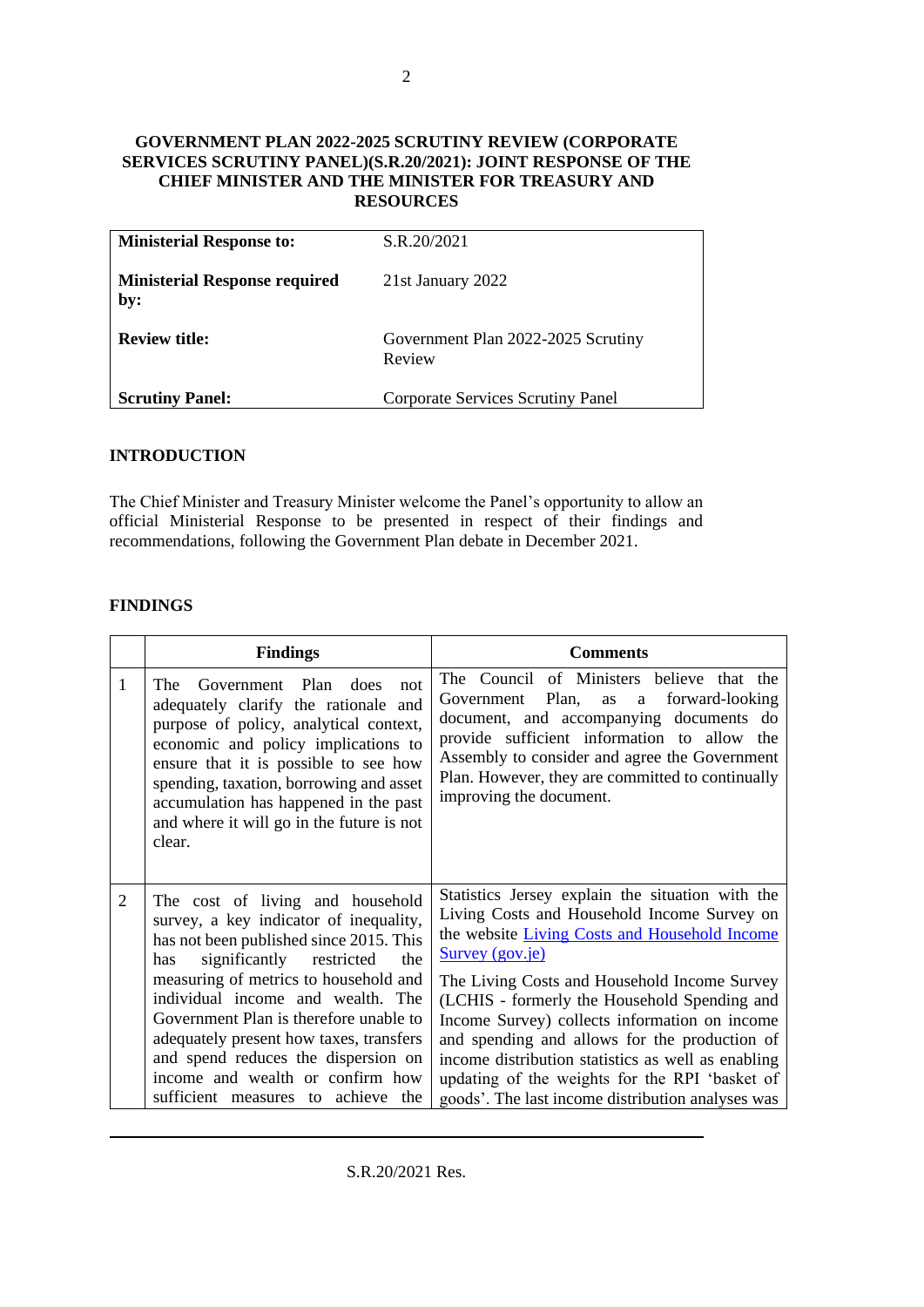**GOVERNMENT PLAN 2022-2025 SCRUTINY REVIEW (CORPORATE SERVICES SCRUTINY PANEL)(S.R.20/2021): JOINT RESPONSE OF THE CHIEF MINISTER AND THE MINISTER FOR TREASURY AND RESOURCES**

| | |
|---|---|
| **Ministerial Response to:** | S.R.20/2021 |
| **Ministerial Response required by:** | 21st January 2022 |
| **Review title:** | Government Plan 2022-2025 Scrutiny Review |
| **Scrutiny Panel:** | Corporate Services Scrutiny Panel |

## INTRODUCTION

The Chief Minister and Treasury Minister welcome the Panel's opportunity to allow an official Ministerial Response to be presented in respect of their findings and recommendations, following the Government Plan debate in December 2021.

## FINDINGS

| | Findings | Comments |
|---|---|---|
| 1 | The Government Plan does not adequately clarify the rationale and purpose of policy, analytical context, economic and policy implications to ensure that it is possible to see how spending, taxation, borrowing and asset accumulation has happened in the past and where it will go in the future is not clear. | The Council of Ministers believe that the Government Plan, as a forward-looking document, and accompanying documents do provide sufficient information to allow the Assembly to consider and agree the Government Plan. However, they are committed to continually improving the document. |
| 2 | The cost of living and household survey, a key indicator of inequality, has not been published since 2015. This has significantly restricted the measuring of metrics to household and individual income and wealth. The Government Plan is therefore unable to adequately present how taxes, transfers and spend reduces the dispersion on income and wealth or confirm how sufficient measures to achieve the | Statistics Jersey explain the situation with the Living Costs and Household Income Survey on the website [Living Costs and Household Income Survey (gov.je)]<br><br>The Living Costs and Household Income Survey (LCHIS - formerly the Household Spending and Income Survey) collects information on income and spending and allows for the production of income distribution statistics as well as enabling updating of the weights for the RPI 'basket of goods'. The last income distribution analyses was |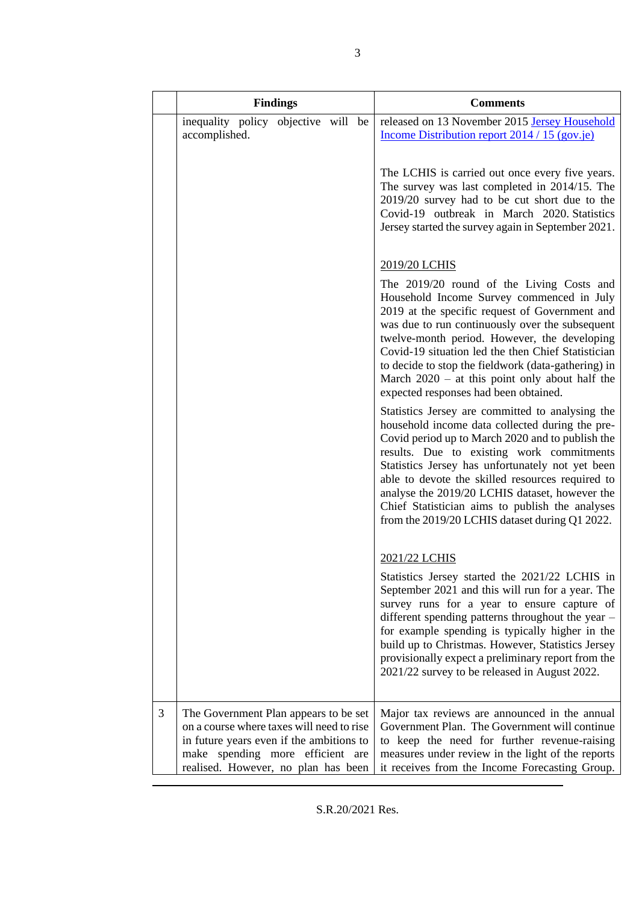|  | Findings | Comments |
|---|---|---|
|  | inequality policy objective will be accomplished. | released on 13 November 2015 [Jersey Household Income Distribution report 2014 / 15 (gov.je)]<br><br>The LCHIS is carried out once every five years. The survey was last completed in 2014/15. The 2019/20 survey had to be cut short due to the Covid-19 outbreak in March 2020. Statistics Jersey started the survey again in September 2021.<br><br>2019/20 LCHIS<br><br>The 2019/20 round of the Living Costs and Household Income Survey commenced in July 2019 at the specific request of Government and was due to run continuously over the subsequent twelve-month period. However, the developing Covid-19 situation led the then Chief Statistician to decide to stop the fieldwork (data-gathering) in March 2020 – at this point only about half the expected responses had been obtained.<br><br>Statistics Jersey are committed to analysing the household income data collected during the pre-Covid period up to March 2020 and to publish the results. Due to existing work commitments Statistics Jersey has unfortunately not yet been able to devote the skilled resources required to analyse the 2019/20 LCHIS dataset, however the Chief Statistician aims to publish the analyses from the 2019/20 LCHIS dataset during Q1 2022.<br><br>2021/22 LCHIS<br><br>Statistics Jersey started the 2021/22 LCHIS in September 2021 and this will run for a year. The survey runs for a year to ensure capture of different spending patterns throughout the year – for example spending is typically higher in the build up to Christmas. However, Statistics Jersey provisionally expect a preliminary report from the 2021/22 survey to be released in August 2022. |
| 3 | The Government Plan appears to be set on a course where taxes will need to rise in future years even if the ambitions to make spending more efficient are realised. However, no plan has been | Major tax reviews are announced in the annual Government Plan. The Government will continue to keep the need for further revenue-raising measures under review in the light of the reports it receives from the Income Forecasting Group. |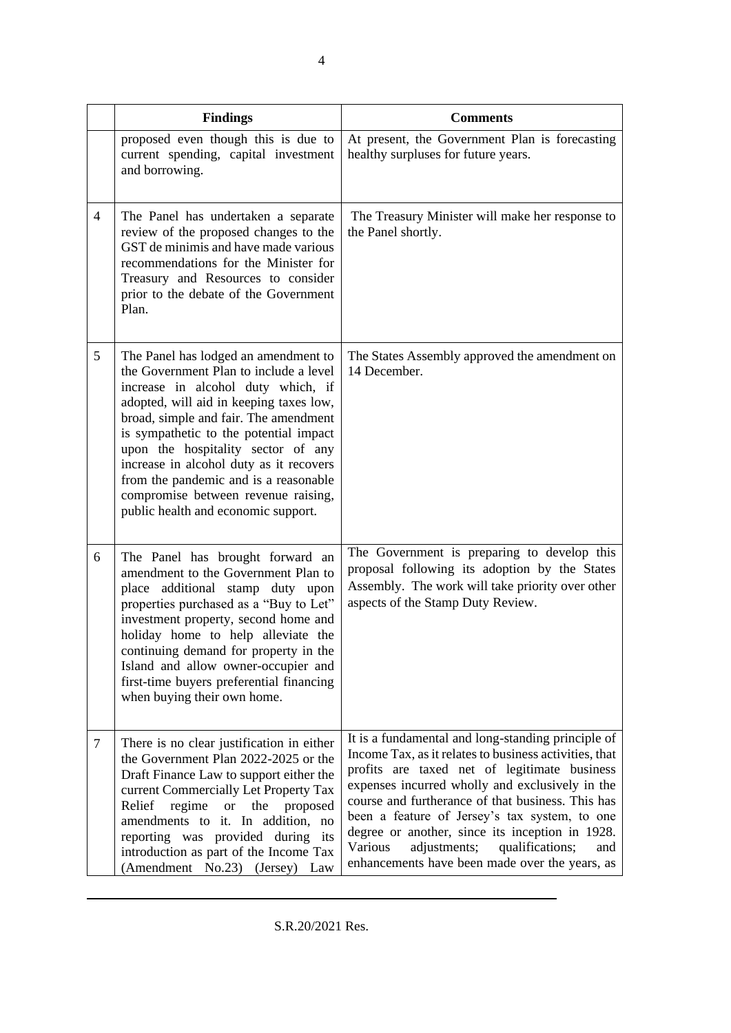| | Findings | Comments |
|---|---|---|
| | proposed even though this is due to current spending, capital investment and borrowing. | At present, the Government Plan is forecasting healthy surpluses for future years. |
| 4 | The Panel has undertaken a separate review of the proposed changes to the GST de minimis and have made various recommendations for the Minister for Treasury and Resources to consider prior to the debate of the Government Plan. | The Treasury Minister will make her response to the Panel shortly. |
| 5 | The Panel has lodged an amendment to the Government Plan to include a level increase in alcohol duty which, if adopted, will aid in keeping taxes low, broad, simple and fair. The amendment is sympathetic to the potential impact upon the hospitality sector of any increase in alcohol duty as it recovers from the pandemic and is a reasonable compromise between revenue raising, public health and economic support. | The States Assembly approved the amendment on 14 December. |
| 6 | The Panel has brought forward an amendment to the Government Plan to place additional stamp duty upon properties purchased as a "Buy to Let" investment property, second home and holiday home to help alleviate the continuing demand for property in the Island and allow owner-occupier and first-time buyers preferential financing when buying their own home. | The Government is preparing to develop this proposal following its adoption by the States Assembly. The work will take priority over other aspects of the Stamp Duty Review. |
| 7 | There is no clear justification in either the Government Plan 2022-2025 or the Draft Finance Law to support either the current Commercially Let Property Tax Relief regime or the proposed amendments to it. In addition, no reporting was provided during its introduction as part of the Income Tax (Amendment No.23) (Jersey) Law | It is a fundamental and long-standing principle of Income Tax, as it relates to business activities, that profits are taxed net of legitimate business expenses incurred wholly and exclusively in the course and furtherance of that business. This has been a feature of Jersey's tax system, to one degree or another, since its inception in 1928. Various adjustments; qualifications; and enhancements have been made over the years, as |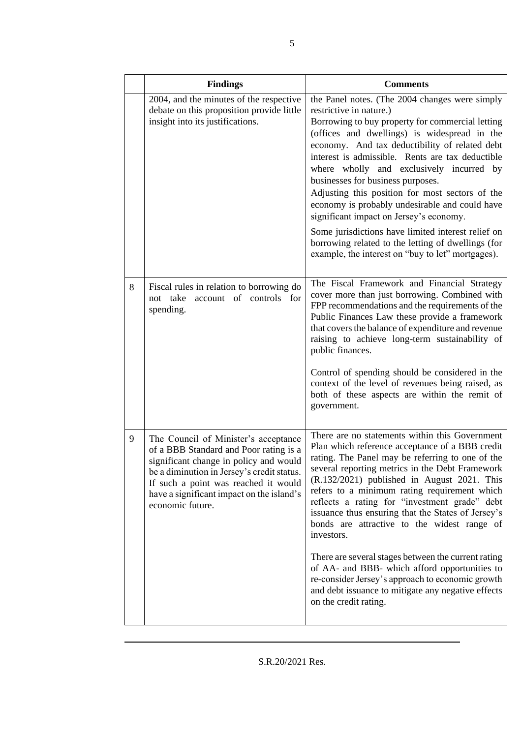| | Findings | Comments |
|---|---|---|
| | 2004, and the minutes of the respective debate on this proposition provide little insight into its justifications. | the Panel notes. (The 2004 changes were simply restrictive in nature.)<br>Borrowing to buy property for commercial letting (offices and dwellings) is widespread in the economy. And tax deductibility of related debt interest is admissible. Rents are tax deductible where wholly and exclusively incurred by businesses for business purposes.<br>Adjusting this position for most sectors of the economy is probably undesirable and could have significant impact on Jersey's economy.<br><br>Some jurisdictions have limited interest relief on borrowing related to the letting of dwellings (for example, the interest on "buy to let" mortgages). |
| 8 | Fiscal rules in relation to borrowing do not take account of controls for spending. | The Fiscal Framework and Financial Strategy cover more than just borrowing. Combined with FPP recommendations and the requirements of the Public Finances Law these provide a framework that covers the balance of expenditure and revenue raising to achieve long-term sustainability of public finances.<br><br>Control of spending should be considered in the context of the level of revenues being raised, as both of these aspects are within the remit of government. |
| 9 | The Council of Minister's acceptance of a BBB Standard and Poor rating is a significant change in policy and would be a diminution in Jersey's credit status. If such a point was reached it would have a significant impact on the island's economic future. | There are no statements within this Government Plan which reference acceptance of a BBB credit rating. The Panel may be referring to one of the several reporting metrics in the Debt Framework (R.132/2021) published in August 2021. This refers to a minimum rating requirement which reflects a rating for "investment grade" debt issuance thus ensuring that the States of Jersey's bonds are attractive to the widest range of investors.<br><br>There are several stages between the current rating of AA- and BBB- which afford opportunities to re-consider Jersey's approach to economic growth and debt issuance to mitigate any negative effects on the credit rating. |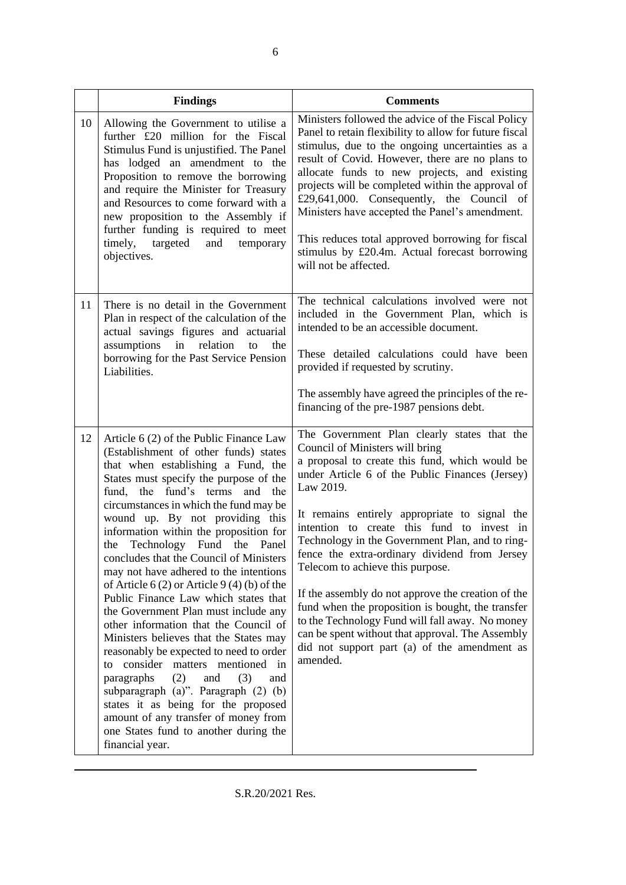| | Findings | Comments |
|---|---|---|
| 10 | Allowing the Government to utilise a further £20 million for the Fiscal Stimulus Fund is unjustified. The Panel has lodged an amendment to the Proposition to remove the borrowing and require the Minister for Treasury and Resources to come forward with a new proposition to the Assembly if further funding is required to meet timely, targeted and temporary objectives. | Ministers followed the advice of the Fiscal Policy Panel to retain flexibility to allow for future fiscal stimulus, due to the ongoing uncertainties as a result of Covid. However, there are no plans to allocate funds to new projects, and existing projects will be completed within the approval of £29,641,000. Consequently, the Council of Ministers have accepted the Panel's amendment.<br><br>This reduces total approved borrowing for fiscal stimulus by £20.4m. Actual forecast borrowing will not be affected. |
| 11 | There is no detail in the Government Plan in respect of the calculation of the actual savings figures and actuarial assumptions in relation to the borrowing for the Past Service Pension Liabilities. | The technical calculations involved were not included in the Government Plan, which is intended to be an accessible document.<br><br>These detailed calculations could have been provided if requested by scrutiny.<br><br>The assembly have agreed the principles of the re-financing of the pre-1987 pensions debt. |
| 12 | Article 6 (2) of the Public Finance Law (Establishment of other funds) states that when establishing a Fund, the States must specify the purpose of the fund, the fund's terms and the circumstances in which the fund may be wound up. By not providing this information within the proposition for the Technology Fund the Panel concludes that the Council of Ministers may not have adhered to the intentions of Article 6 (2) or Article 9 (4) (b) of the Public Finance Law which states that the Government Plan must include any other information that the Council of Ministers believes that the States may reasonably be expected to need to order to consider matters mentioned in paragraphs (2) and (3) and subparagraph (a)". Paragraph (2) (b) states it as being for the proposed amount of any transfer of money from one States fund to another during the financial year. | The Government Plan clearly states that the Council of Ministers will bring a proposal to create this fund, which would be under Article 6 of the Public Finances (Jersey) Law 2019.<br><br>It remains entirely appropriate to signal the intention to create this fund to invest in Technology in the Government Plan, and to ring-fence the extra-ordinary dividend from Jersey Telecom to achieve this purpose.<br><br>If the assembly do not approve the creation of the fund when the proposition is bought, the transfer to the Technology Fund will fall away. No money can be spent without that approval. The Assembly did not support part (a) of the amendment as amended. |

S.R.20/2021 Res.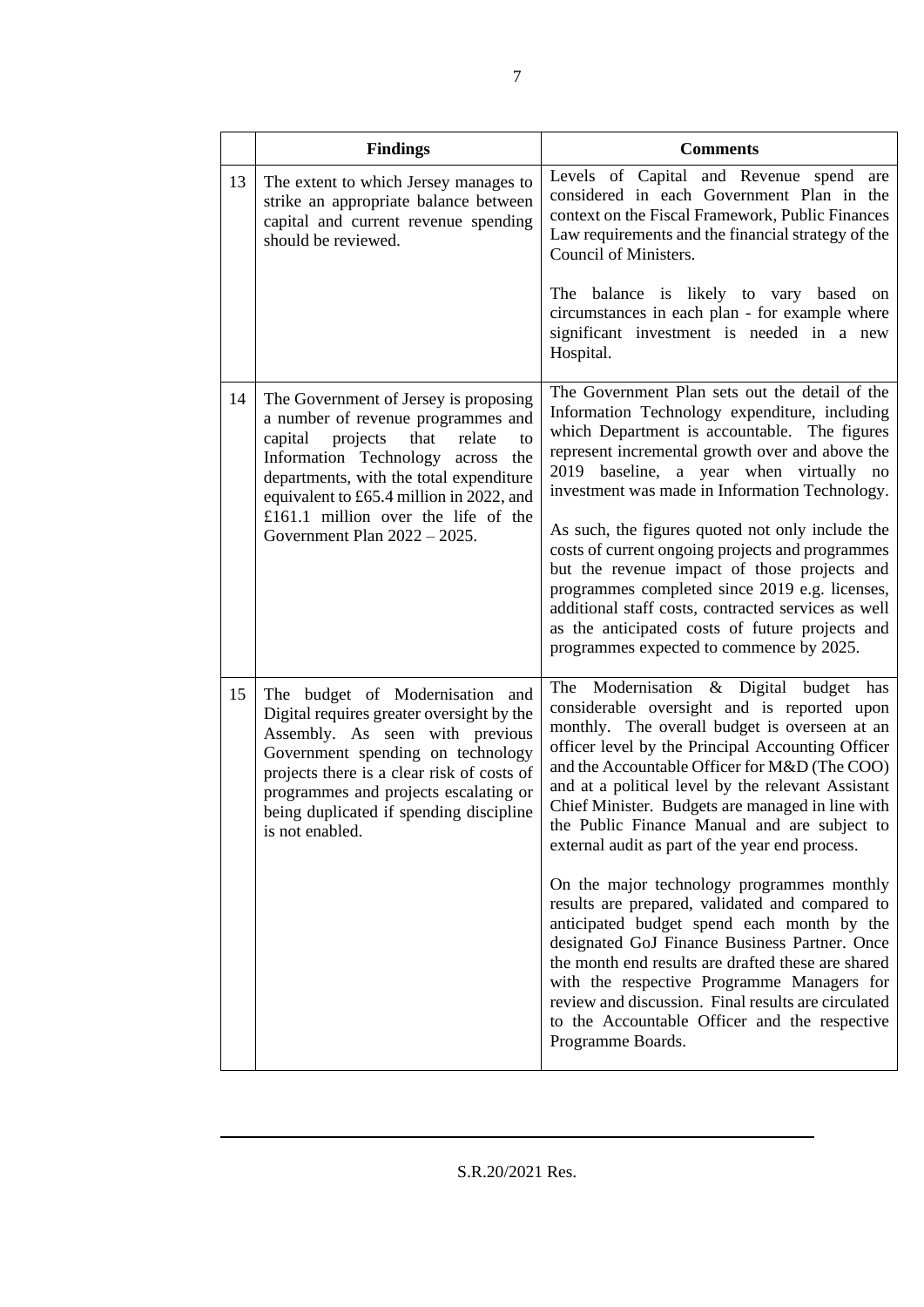|  | Findings | Comments |
|---|---|---|
| 13 | The extent to which Jersey manages to strike an appropriate balance between capital and current revenue spending should be reviewed. | Levels of Capital and Revenue spend are considered in each Government Plan in the context on the Fiscal Framework, Public Finances Law requirements and the financial strategy of the Council of Ministers.<br><br>The balance is likely to vary based on circumstances in each plan - for example where significant investment is needed in a new Hospital. |
| 14 | The Government of Jersey is proposing a number of revenue programmes and capital projects that relate to Information Technology across the departments, with the total expenditure equivalent to £65.4 million in 2022, and £161.1 million over the life of the Government Plan 2022 – 2025. | The Government Plan sets out the detail of the Information Technology expenditure, including which Department is accountable. The figures represent incremental growth over and above the 2019 baseline, a year when virtually no investment was made in Information Technology.<br><br>As such, the figures quoted not only include the costs of current ongoing projects and programmes but the revenue impact of those projects and programmes completed since 2019 e.g. licenses, additional staff costs, contracted services as well as the anticipated costs of future projects and programmes expected to commence by 2025. |
| 15 | The budget of Modernisation and Digital requires greater oversight by the Assembly. As seen with previous Government spending on technology projects there is a clear risk of costs of programmes and projects escalating or being duplicated if spending discipline is not enabled. | The Modernisation & Digital budget has considerable oversight and is reported upon monthly. The overall budget is overseen at an officer level by the Principal Accounting Officer and the Accountable Officer for M&D (The COO) and at a political level by the relevant Assistant Chief Minister. Budgets are managed in line with the Public Finance Manual and are subject to external audit as part of the year end process.<br><br>On the major technology programmes monthly results are prepared, validated and compared to anticipated budget spend each month by the designated GoJ Finance Business Partner. Once the month end results are drafted these are shared with the respective Programme Managers for review and discussion. Final results are circulated to the Accountable Officer and the respective Programme Boards. |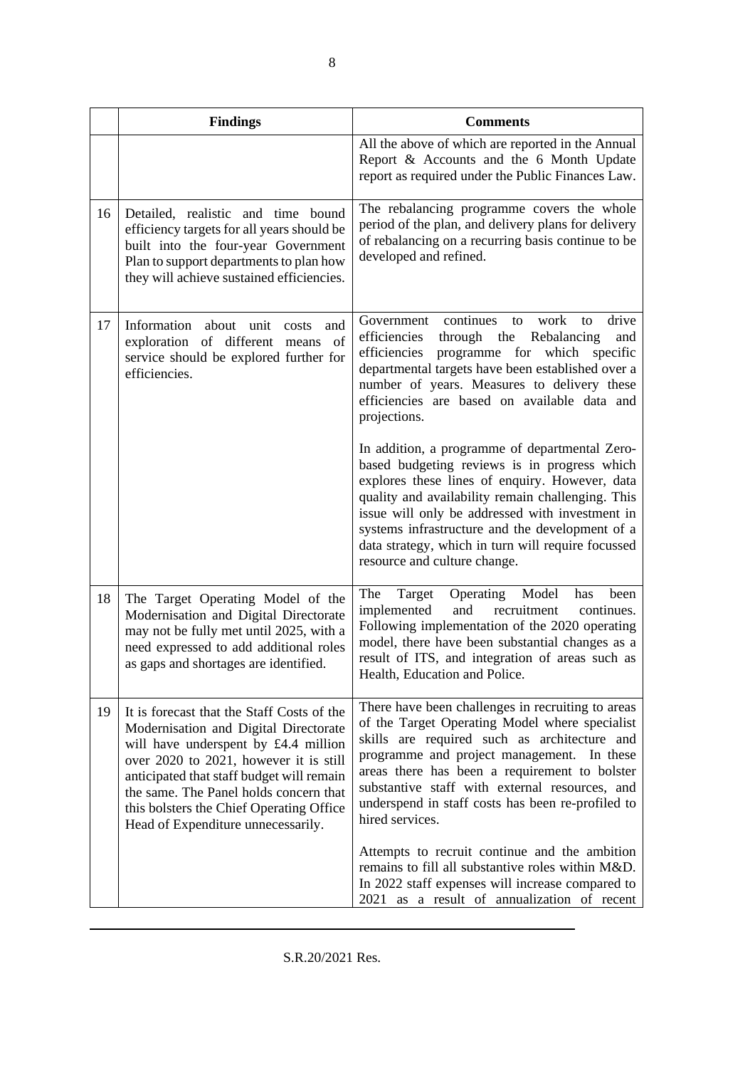| | Findings | Comments |
|---|---|---|
| | | All the above of which are reported in the Annual Report & Accounts and the 6 Month Update report as required under the Public Finances Law. |
| 16 | Detailed, realistic and time bound efficiency targets for all years should be built into the four-year Government Plan to support departments to plan how they will achieve sustained efficiencies. | The rebalancing programme covers the whole period of the plan, and delivery plans for delivery of rebalancing on a recurring basis continue to be developed and refined. |
| 17 | Information about unit costs and exploration of different means of service should be explored further for efficiencies. | Government continues to work to drive efficiencies through the Rebalancing and efficiencies programme for which specific departmental targets have been established over a number of years. Measures to delivery these efficiencies are based on available data and projections.<br><br>In addition, a programme of departmental Zero-based budgeting reviews is in progress which explores these lines of enquiry. However, data quality and availability remain challenging. This issue will only be addressed with investment in systems infrastructure and the development of a data strategy, which in turn will require focussed resource and culture change. |
| 18 | The Target Operating Model of the Modernisation and Digital Directorate may not be fully met until 2025, with a need expressed to add additional roles as gaps and shortages are identified. | The Target Operating Model has been implemented and recruitment continues. Following implementation of the 2020 operating model, there have been substantial changes as a result of ITS, and integration of areas such as Health, Education and Police. |
| 19 | It is forecast that the Staff Costs of the Modernisation and Digital Directorate will have underspent by £4.4 million over 2020 to 2021, however it is still anticipated that staff budget will remain the same. The Panel holds concern that this bolsters the Chief Operating Office Head of Expenditure unnecessarily. | There have been challenges in recruiting to areas of the Target Operating Model where specialist skills are required such as architecture and programme and project management. In these areas there has been a requirement to bolster substantive staff with external resources, and underspend in staff costs has been re-profiled to hired services.<br><br>Attempts to recruit continue and the ambition remains to fill all substantive roles within M&D. In 2022 staff expenses will increase compared to 2021 as a result of annualization of recent |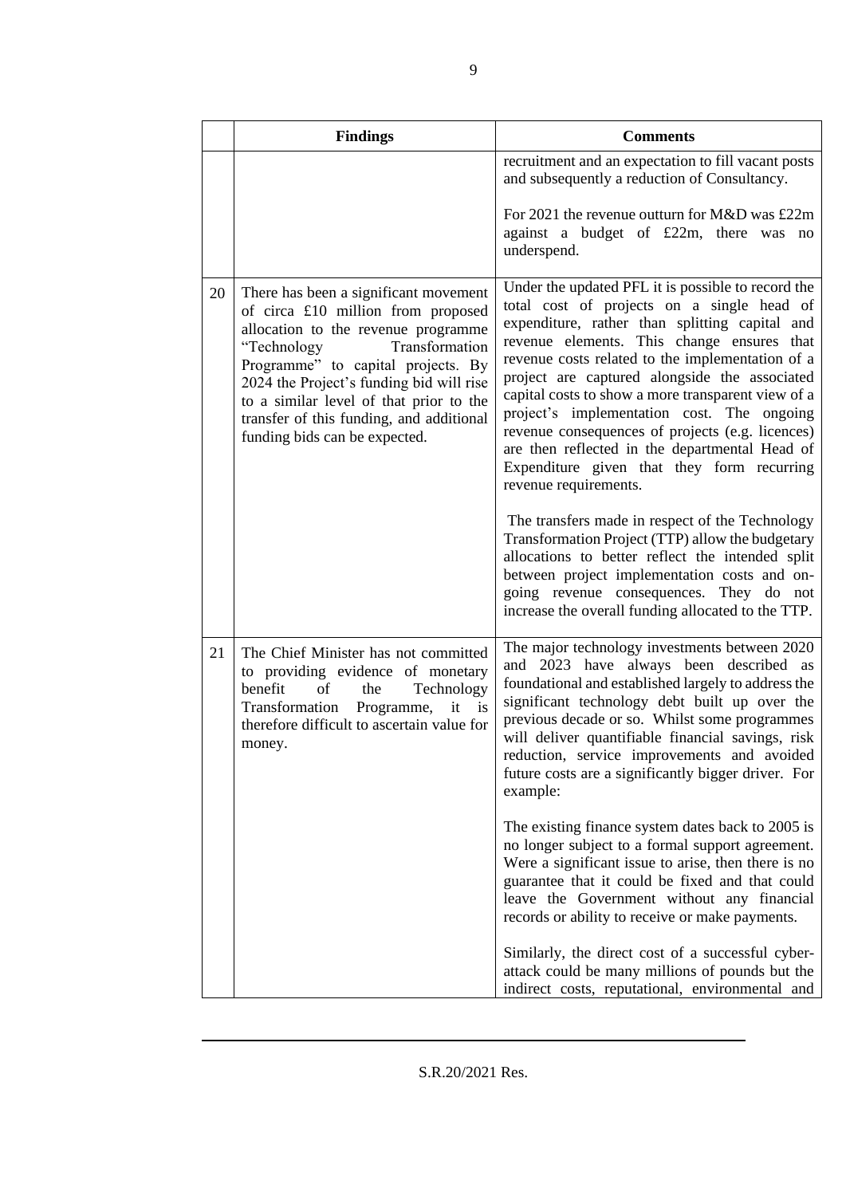|  | Findings | Comments |
|---|---|---|
|  |  | recruitment and an expectation to fill vacant posts and subsequently a reduction of Consultancy.<br><br>For 2021 the revenue outturn for M&D was £22m against a budget of £22m, there was no underspend. |
| 20 | There has been a significant movement of circa £10 million from proposed allocation to the revenue programme "Technology Transformation Programme" to capital projects. By 2024 the Project's funding bid will rise to a similar level of that prior to the transfer of this funding, and additional funding bids can be expected. | Under the updated PFL it is possible to record the total cost of projects on a single head of expenditure, rather than splitting capital and revenue elements. This change ensures that revenue costs related to the implementation of a project are captured alongside the associated capital costs to show a more transparent view of a project's implementation cost. The ongoing revenue consequences of projects (e.g. licences) are then reflected in the departmental Head of Expenditure given that they form recurring revenue requirements.<br><br>The transfers made in respect of the Technology Transformation Project (TTP) allow the budgetary allocations to better reflect the intended split between project implementation costs and on-going revenue consequences. They do not increase the overall funding allocated to the TTP. |
| 21 | The Chief Minister has not committed to providing evidence of monetary benefit of the Technology Transformation Programme, it is therefore difficult to ascertain value for money. | The major technology investments between 2020 and 2023 have always been described as foundational and established largely to address the significant technology debt built up over the previous decade or so. Whilst some programmes will deliver quantifiable financial savings, risk reduction, service improvements and avoided future costs are a significantly bigger driver. For example:<br><br>The existing finance system dates back to 2005 is no longer subject to a formal support agreement. Were a significant issue to arise, then there is no guarantee that it could be fixed and that could leave the Government without any financial records or ability to receive or make payments.<br><br>Similarly, the direct cost of a successful cyber-attack could be many millions of pounds but the indirect costs, reputational, environmental and |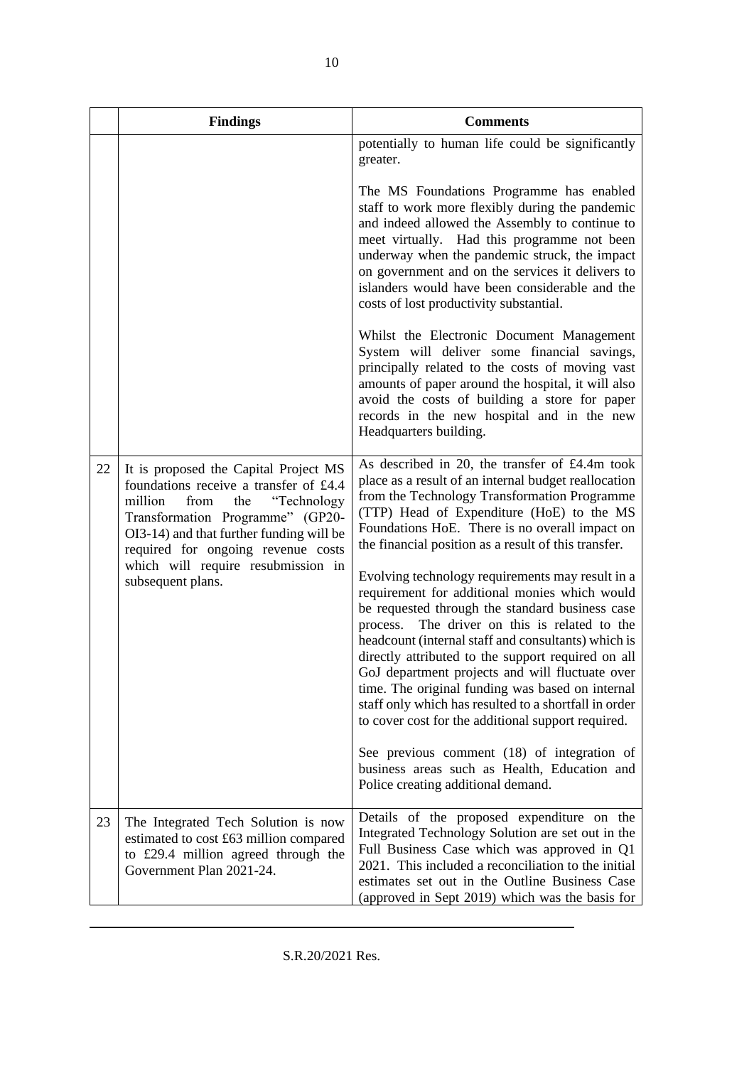| | Findings | Comments |
|---|---|---|
| | | potentially to human life could be significantly greater.<br><br>The MS Foundations Programme has enabled staff to work more flexibly during the pandemic and indeed allowed the Assembly to continue to meet virtually. Had this programme not been underway when the pandemic struck, the impact on government and on the services it delivers to islanders would have been considerable and the costs of lost productivity substantial.<br><br>Whilst the Electronic Document Management System will deliver some financial savings, principally related to the costs of moving vast amounts of paper around the hospital, it will also avoid the costs of building a store for paper records in the new hospital and in the new Headquarters building. |
| 22 | It is proposed the Capital Project MS foundations receive a transfer of £4.4 million from the "Technology Transformation Programme" (GP20-OI3-14) and that further funding will be required for ongoing revenue costs which will require resubmission in subsequent plans. | As described in 20, the transfer of £4.4m took place as a result of an internal budget reallocation from the Technology Transformation Programme (TTP) Head of Expenditure (HoE) to the MS Foundations HoE. There is no overall impact on the financial position as a result of this transfer.<br><br>Evolving technology requirements may result in a requirement for additional monies which would be requested through the standard business case process. The driver on this is related to the headcount (internal staff and consultants) which is directly attributed to the support required on all GoJ department projects and will fluctuate over time. The original funding was based on internal staff only which has resulted to a shortfall in order to cover cost for the additional support required.<br><br>See previous comment (18) of integration of business areas such as Health, Education and Police creating additional demand. |
| 23 | The Integrated Tech Solution is now estimated to cost £63 million compared to £29.4 million agreed through the Government Plan 2021-24. | Details of the proposed expenditure on the Integrated Technology Solution are set out in the Full Business Case which was approved in Q1 2021. This included a reconciliation to the initial estimates set out in the Outline Business Case (approved in Sept 2019) which was the basis for |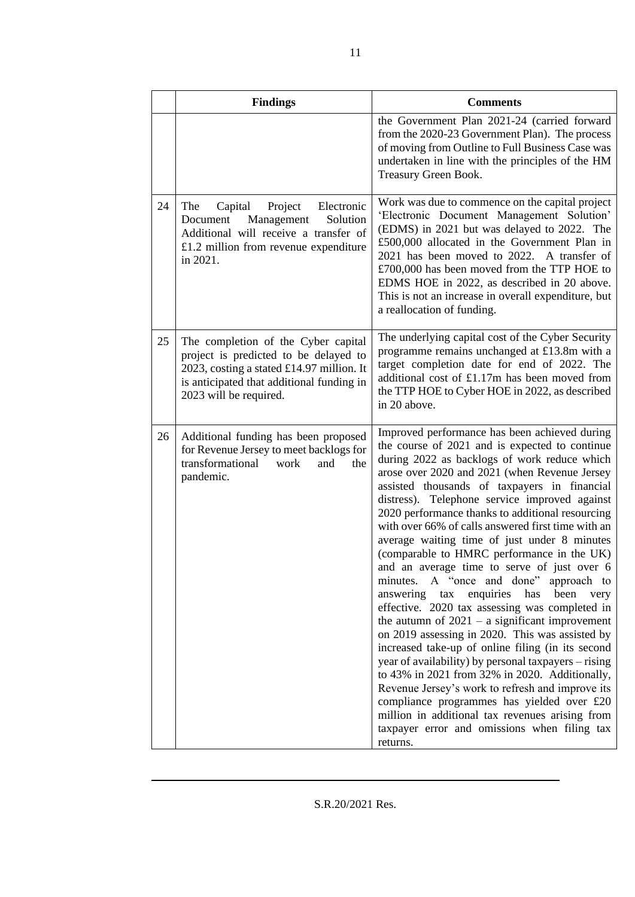| | Findings | Comments |
|---|---|---|
| | | the Government Plan 2021-24 (carried forward from the 2020-23 Government Plan). The process of moving from Outline to Full Business Case was undertaken in line with the principles of the HM Treasury Green Book. |
| 24 | The Capital Project Electronic Document Management Solution Additional will receive a transfer of £1.2 million from revenue expenditure in 2021. | Work was due to commence on the capital project 'Electronic Document Management Solution' (EDMS) in 2021 but was delayed to 2022. The £500,000 allocated in the Government Plan in 2021 has been moved to 2022. A transfer of £700,000 has been moved from the TTP HOE to EDMS HOE in 2022, as described in 20 above. This is not an increase in overall expenditure, but a reallocation of funding. |
| 25 | The completion of the Cyber capital project is predicted to be delayed to 2023, costing a stated £14.97 million. It is anticipated that additional funding in 2023 will be required. | The underlying capital cost of the Cyber Security programme remains unchanged at £13.8m with a target completion date for end of 2022. The additional cost of £1.17m has been moved from the TTP HOE to Cyber HOE in 2022, as described in 20 above. |
| 26 | Additional funding has been proposed for Revenue Jersey to meet backlogs for transformational work and the pandemic. | Improved performance has been achieved during the course of 2021 and is expected to continue during 2022 as backlogs of work reduce which arose over 2020 and 2021 (when Revenue Jersey assisted thousands of taxpayers in financial distress). Telephone service improved against 2020 performance thanks to additional resourcing with over 66% of calls answered first time with an average waiting time of just under 8 minutes (comparable to HMRC performance in the UK) and an average time to serve of just over 6 minutes. A "once and done" approach to answering tax enquiries has been very effective. 2020 tax assessing was completed in the autumn of 2021 – a significant improvement on 2019 assessing in 2020. This was assisted by increased take-up of online filing (in its second year of availability) by personal taxpayers – rising to 43% in 2021 from 32% in 2020. Additionally, Revenue Jersey's work to refresh and improve its compliance programmes has yielded over £20 million in additional tax revenues arising from taxpayer error and omissions when filing tax returns. |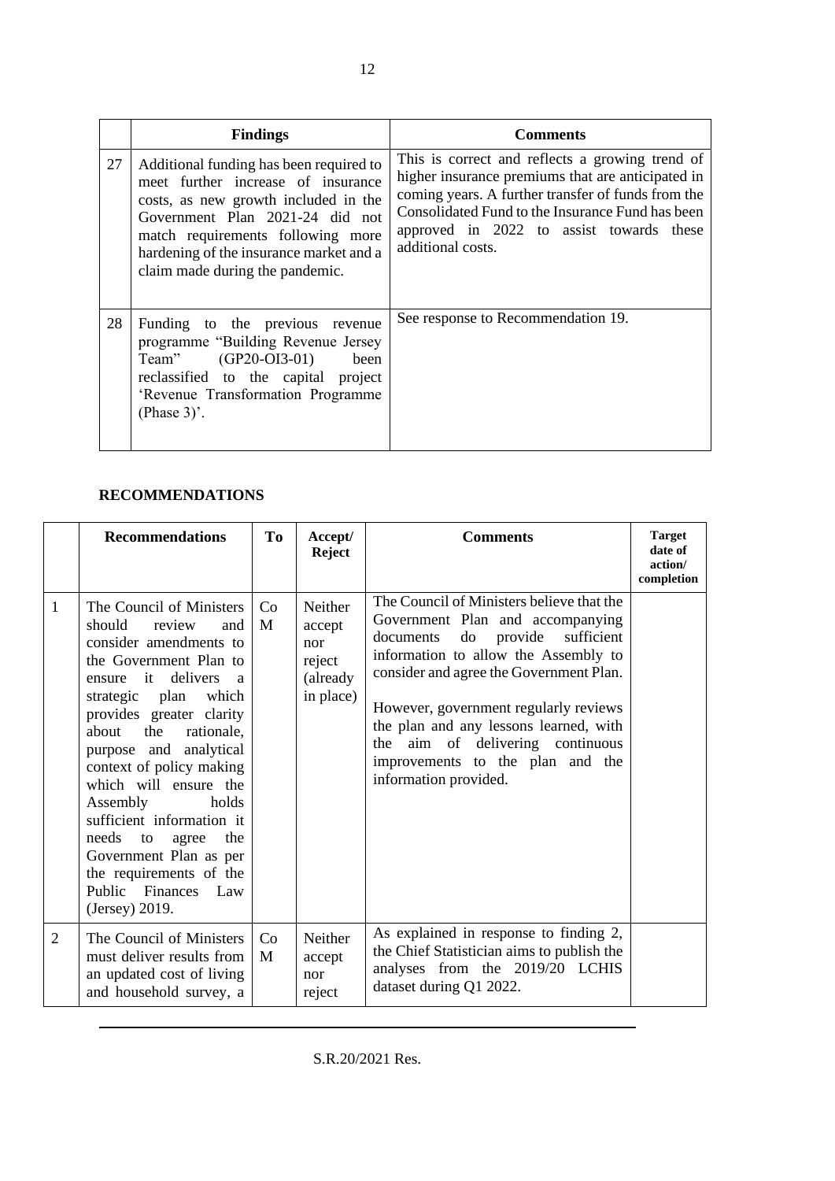| | Findings | Comments |
|---|---|---|
| 27 | Additional funding has been required to meet further increase of insurance costs, as new growth included in the Government Plan 2021-24 did not match requirements following more hardening of the insurance market and a claim made during the pandemic. | This is correct and reflects a growing trend of higher insurance premiums that are anticipated in coming years. A further transfer of funds from the Consolidated Fund to the Insurance Fund has been approved in 2022 to assist towards these additional costs. |
| 28 | Funding to the previous revenue programme "Building Revenue Jersey Team" (GP20-OI3-01) been reclassified to the capital project 'Revenue Transformation Programme (Phase 3)'. | See response to Recommendation 19. |

## RECOMMENDATIONS

| | Recommendations | To | Accept/ Reject | Comments | Target date of action/ completion |
|---|---|---|---|---|---|
| 1 | The Council of Ministers should review and consider amendments to the Government Plan to ensure it delivers a strategic plan which provides greater clarity about the rationale, purpose and analytical context of policy making which will ensure the Assembly holds sufficient information it needs to agree the Government Plan as per the requirements of the Public Finances Law (Jersey) 2019. | CoM | Neither accept nor reject (already in place) | The Council of Ministers believe that the Government Plan and accompanying documents do provide sufficient information to allow the Assembly to consider and agree the Government Plan.<br><br>However, government regularly reviews the plan and any lessons learned, with the aim of delivering continuous improvements to the plan and the information provided. | |
| 2 | The Council of Ministers must deliver results from an updated cost of living and household survey, a | CoM | Neither accept nor reject | As explained in response to finding 2, the Chief Statistician aims to publish the analyses from the 2019/20 LCHIS dataset during Q1 2022. | |

S.R.20/2021 Res.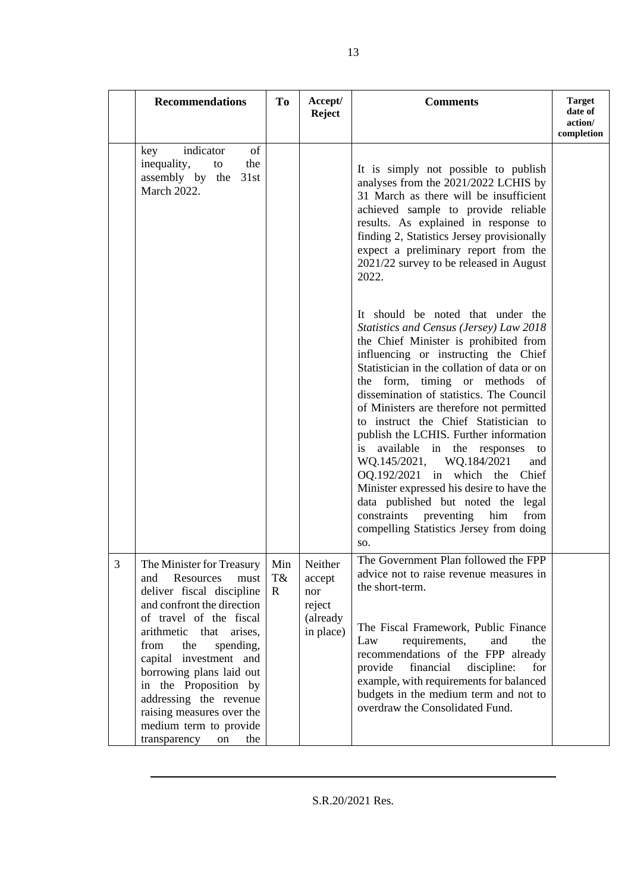|  | Recommendations | To | Accept/ Reject | Comments | Target date of action/ completion |
|---|---|---|---|---|---|
|  | key indicator of inequality, to the assembly by the 31st March 2022. |  |  | It is simply not possible to publish analyses from the 2021/2022 LCHIS by 31 March as there will be insufficient achieved sample to provide reliable results. As explained in response to finding 2, Statistics Jersey provisionally expect a preliminary report from the 2021/22 survey to be released in August 2022.<br><br>It should be noted that under the *Statistics and Census (Jersey) Law 2018* the Chief Minister is prohibited from influencing or instructing the Chief Statistician in the collation of data or on the form, timing or methods of dissemination of statistics. The Council of Ministers are therefore not permitted to instruct the Chief Statistician to publish the LCHIS. Further information is available in the responses to WQ.145/2021, WQ.184/2021 and OQ.192/2021 in which the Chief Minister expressed his desire to have the data published but noted the legal constraints preventing him from compelling Statistics Jersey from doing so. |  |
| 3 | The Minister for Treasury and Resources must deliver fiscal discipline and confront the direction of travel of the fiscal arithmetic that arises, from the spending, capital investment and borrowing plans laid out in the Proposition by addressing the revenue raising measures over the medium term to provide transparency on the | Min T&R | Neither accept nor reject (already in place) | The Government Plan followed the FPP advice not to raise revenue measures in the short-term.<br><br>The Fiscal Framework, Public Finance Law requirements, and the recommendations of the FPP already provide financial discipline: for example, with requirements for balanced budgets in the medium term and not to overdraw the Consolidated Fund. |  |

S.R.20/2021 Res.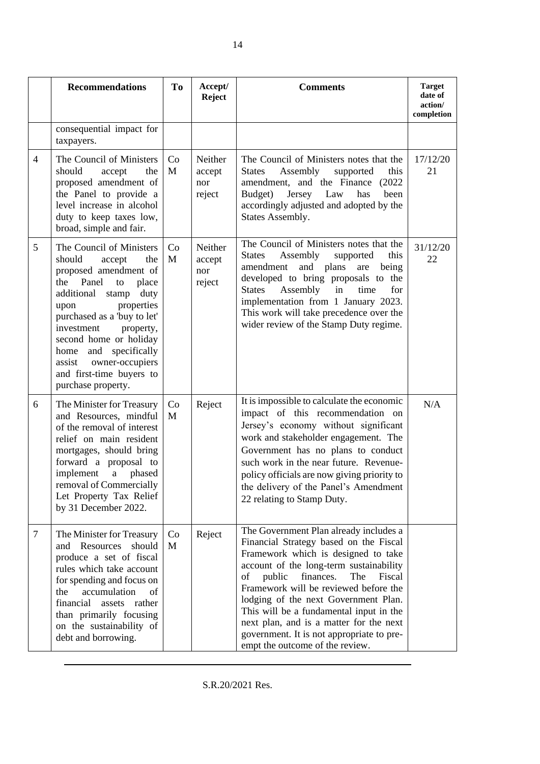|  | Recommendations | To | Accept/ Reject | Comments | Target date of action/ completion |
|---|---|---|---|---|---|
|  | consequential impact for taxpayers. |  |  |  |  |
| 4 | The Council of Ministers should accept the proposed amendment of the Panel to provide a level increase in alcohol duty to keep taxes low, broad, simple and fair. | CoM | Neither accept nor reject | The Council of Ministers notes that the States Assembly supported this amendment, and the Finance (2022 Budget) Jersey Law has been accordingly adjusted and adopted by the States Assembly. | 17/12/2021 |
| 5 | The Council of Ministers should accept the proposed amendment of the Panel to place additional stamp duty upon properties purchased as a 'buy to let' investment property, second home or holiday home and specifically assist owner-occupiers and first-time buyers to purchase property. | CoM | Neither accept nor reject | The Council of Ministers notes that the States Assembly supported this amendment and plans are being developed to bring proposals to the States Assembly in time for implementation from 1 January 2023. This work will take precedence over the wider review of the Stamp Duty regime. | 31/12/2022 |
| 6 | The Minister for Treasury and Resources, mindful of the removal of interest relief on main resident mortgages, should bring forward a proposal to implement a phased removal of Commercially Let Property Tax Relief by 31 December 2022. | CoM | Reject | It is impossible to calculate the economic impact of this recommendation on Jersey's economy without significant work and stakeholder engagement. The Government has no plans to conduct such work in the near future. Revenue-policy officials are now giving priority to the delivery of the Panel's Amendment 22 relating to Stamp Duty. | N/A |
| 7 | The Minister for Treasury and Resources should produce a set of fiscal rules which take account for spending and focus on the accumulation of financial assets rather than primarily focusing on the sustainability of debt and borrowing. | CoM | Reject | The Government Plan already includes a Financial Strategy based on the Fiscal Framework which is designed to take account of the long-term sustainability of public finances. The Fiscal Framework will be reviewed before the lodging of the next Government Plan. This will be a fundamental input in the next plan, and is a matter for the next government. It is not appropriate to pre-empt the outcome of the review. |  |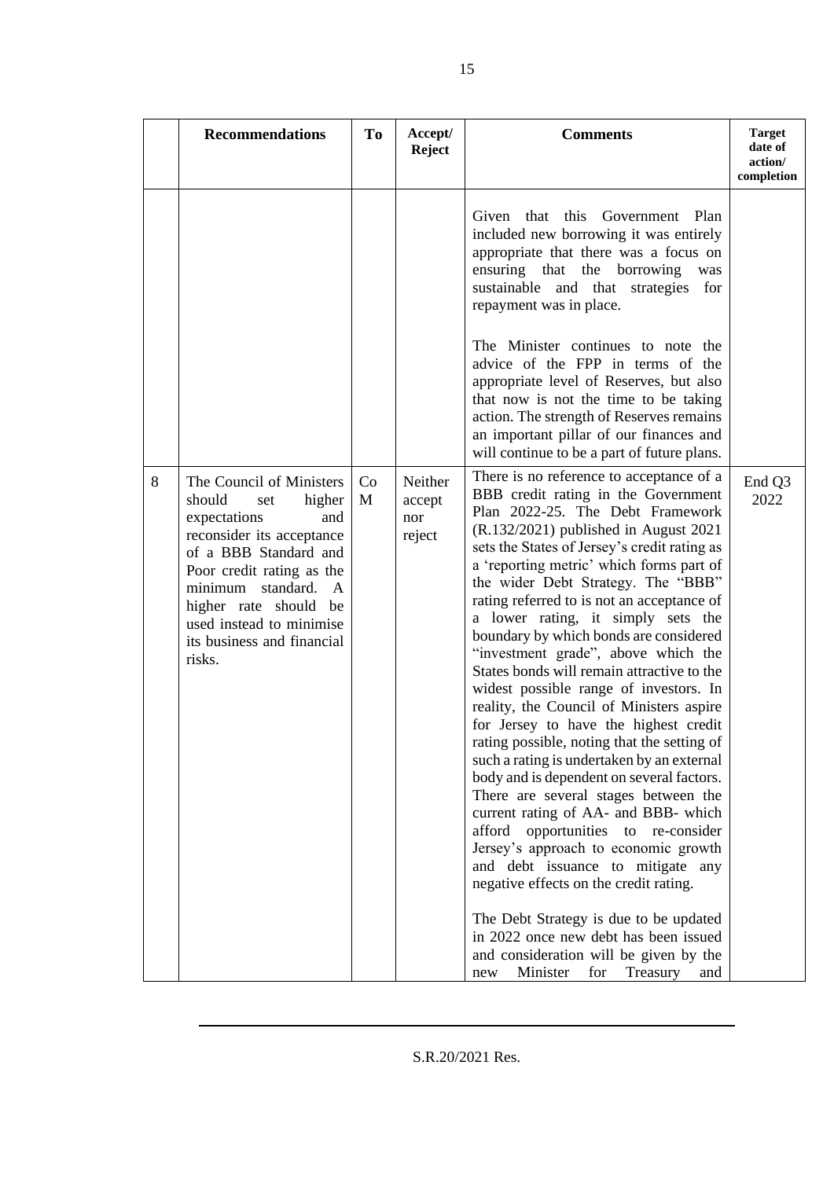| | Recommendations | To | Accept/ Reject | Comments | Target date of action/ completion |
|---|---|---|---|---|---|
| | | | | Given that this Government Plan included new borrowing it was entirely appropriate that there was a focus on ensuring that the borrowing was sustainable and that strategies for repayment was in place.<br><br>The Minister continues to note the advice of the FPP in terms of the appropriate level of Reserves, but also that now is not the time to be taking action. The strength of Reserves remains an important pillar of our finances and will continue to be a part of future plans. | |
| 8 | The Council of Ministers should set higher expectations and reconsider its acceptance of a BBB Standard and Poor credit rating as the minimum standard. A higher rate should be used instead to minimise its business and financial risks. | CoM | Neither accept nor reject | There is no reference to acceptance of a BBB credit rating in the Government Plan 2022-25. The Debt Framework (R.132/2021) published in August 2021 sets the States of Jersey's credit rating as a 'reporting metric' which forms part of the wider Debt Strategy. The "BBB" rating referred to is not an acceptance of a lower rating, it simply sets the boundary by which bonds are considered "investment grade", above which the States bonds will remain attractive to the widest possible range of investors. In reality, the Council of Ministers aspire for Jersey to have the highest credit rating possible, noting that the setting of such a rating is undertaken by an external body and is dependent on several factors. There are several stages between the current rating of AA- and BBB- which afford opportunities to re-consider Jersey's approach to economic growth and debt issuance to mitigate any negative effects on the credit rating.<br><br>The Debt Strategy is due to be updated in 2022 once new debt has been issued and consideration will be given by the new Minister for Treasury and | End Q3 2022 |

S.R.20/2021 Res.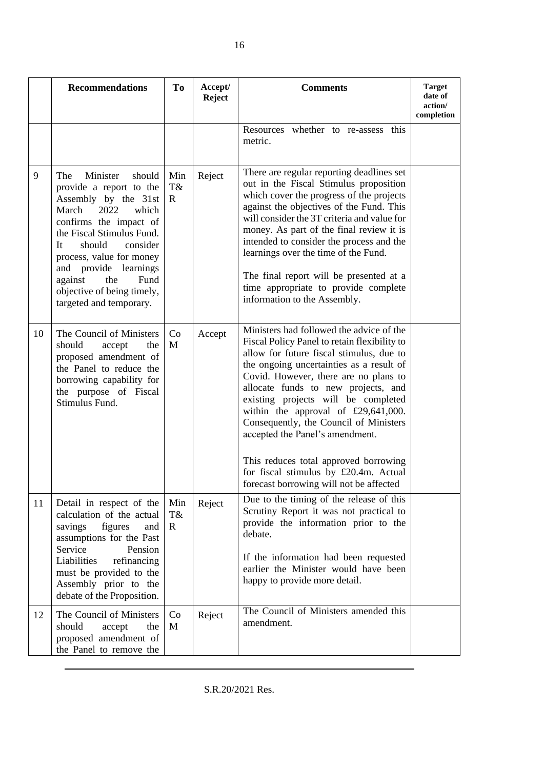|  | Recommendations | To | Accept/ Reject | Comments | Target date of action/ completion |
|---|---|---|---|---|---|
|  |  |  |  | Resources whether to re-assess this metric. |  |
| 9 | The Minister should provide a report to the Assembly by the 31st March 2022 which confirms the impact of the Fiscal Stimulus Fund. It should consider process, value for money and provide learnings against the Fund objective of being timely, targeted and temporary. | Min T&R | Reject | There are regular reporting deadlines set out in the Fiscal Stimulus proposition which cover the progress of the projects against the objectives of the Fund. This will consider the 3T criteria and value for money. As part of the final review it is intended to consider the process and the learnings over the time of the Fund.<br><br>The final report will be presented at a time appropriate to provide complete information to the Assembly. |  |
| 10 | The Council of Ministers should accept the proposed amendment of the Panel to reduce the borrowing capability for the purpose of Fiscal Stimulus Fund. | CoM | Accept | Ministers had followed the advice of the Fiscal Policy Panel to retain flexibility to allow for future fiscal stimulus, due to the ongoing uncertainties as a result of Covid. However, there are no plans to allocate funds to new projects, and existing projects will be completed within the approval of £29,641,000. Consequently, the Council of Ministers accepted the Panel's amendment.<br><br>This reduces total approved borrowing for fiscal stimulus by £20.4m. Actual forecast borrowing will not be affected |  |
| 11 | Detail in respect of the calculation of the actual savings figures and assumptions for the Past Service Pension Liabilities refinancing must be provided to the Assembly prior to the debate of the Proposition. | Min T&R | Reject | Due to the timing of the release of this Scrutiny Report it was not practical to provide the information prior to the debate.<br><br>If the information had been requested earlier the Minister would have been happy to provide more detail. |  |
| 12 | The Council of Ministers should accept the proposed amendment of the Panel to remove the | CoM | Reject | The Council of Ministers amended this amendment. |  |

S.R.20/2021 Res.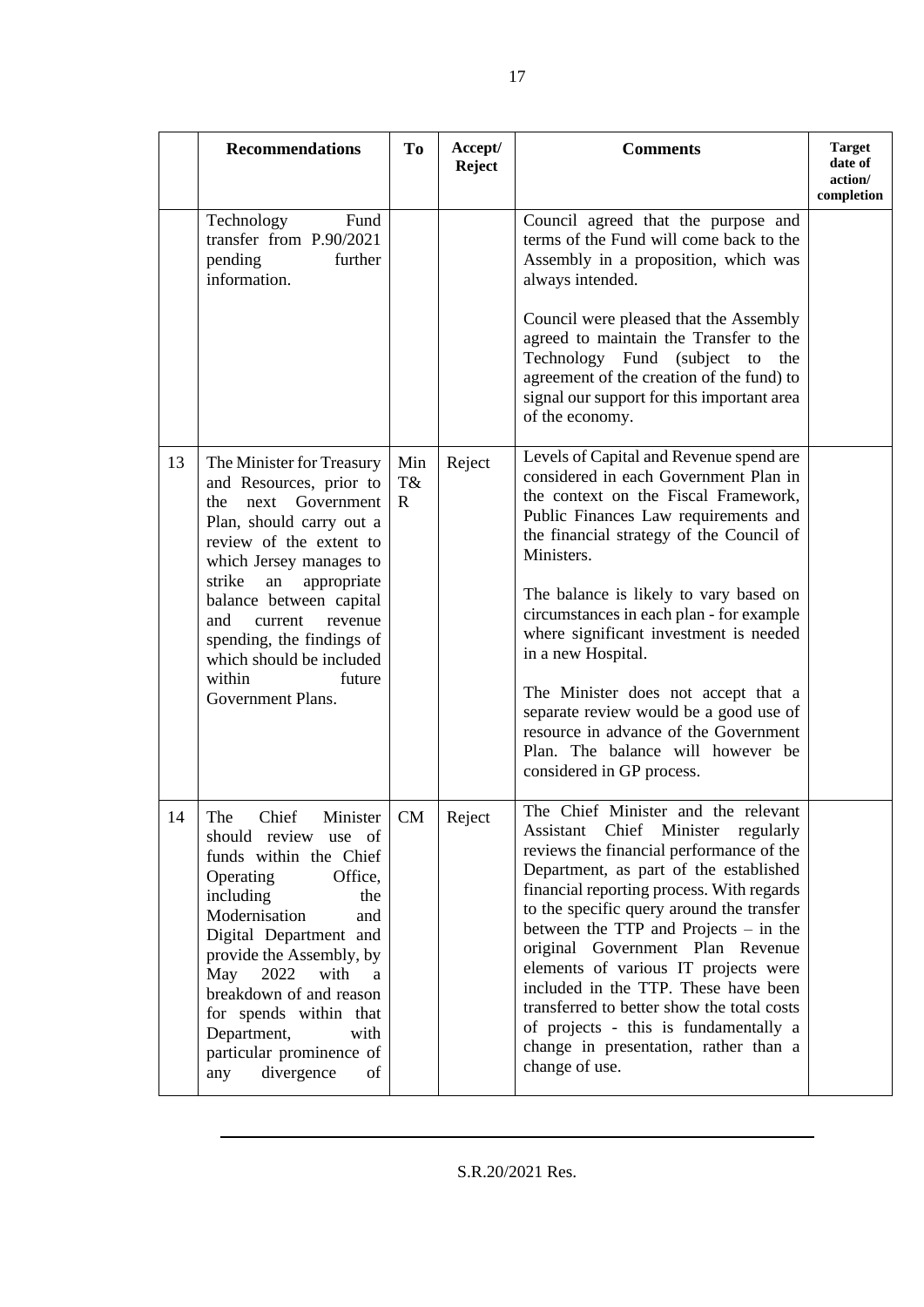| | Recommendations | To | Accept/ Reject | Comments | Target date of action/ completion |
|---|---|---|---|---|---|
| | Technology Fund transfer from P.90/2021 pending further information. | | | Council agreed that the purpose and terms of the Fund will come back to the Assembly in a proposition, which was always intended.<br><br>Council were pleased that the Assembly agreed to maintain the Transfer to the Technology Fund (subject to the agreement of the creation of the fund) to signal our support for this important area of the economy. | |
| 13 | The Minister for Treasury and Resources, prior to the next Government Plan, should carry out a review of the extent to which Jersey manages to strike an appropriate balance between capital and current revenue spending, the findings of which should be included within future Government Plans. | Min T&R | Reject | Levels of Capital and Revenue spend are considered in each Government Plan in the context on the Fiscal Framework, Public Finances Law requirements and the financial strategy of the Council of Ministers.<br><br>The balance is likely to vary based on circumstances in each plan - for example where significant investment is needed in a new Hospital.<br><br>The Minister does not accept that a separate review would be a good use of resource in advance of the Government Plan. The balance will however be considered in GP process. | |
| 14 | The Chief Minister should review use of funds within the Chief Operating Office, including the Modernisation and Digital Department and provide the Assembly, by May 2022 with a breakdown of and reason for spends within that Department, with particular prominence of any divergence of | CM | Reject | The Chief Minister and the relevant Assistant Chief Minister regularly reviews the financial performance of the Department, as part of the established financial reporting process. With regards to the specific query around the transfer between the TTP and Projects – in the original Government Plan Revenue elements of various IT projects were included in the TTP. These have been transferred to better show the total costs of projects - this is fundamentally a change in presentation, rather than a change of use. | |

S.R.20/2021 Res.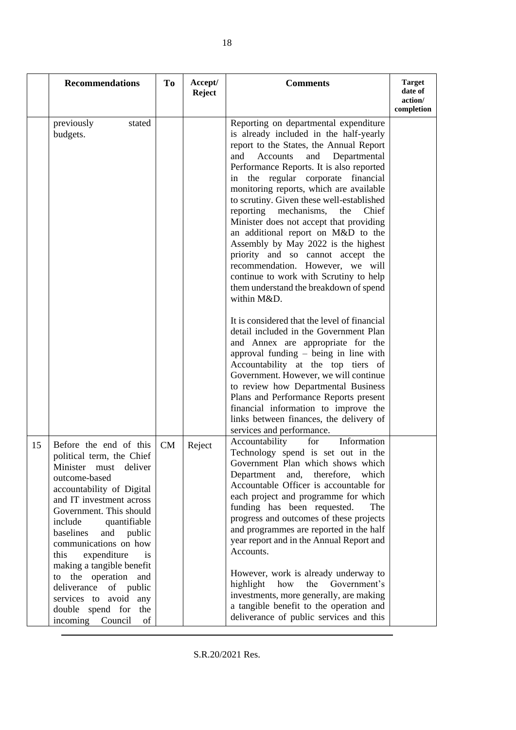| | Recommendations | To | Accept/ Reject | Comments | Target date of action/ completion |
|---|---|---|---|---|---|
| | previously stated budgets. | | | Reporting on departmental expenditure is already included in the half-yearly report to the States, the Annual Report and Accounts and Departmental Performance Reports. It is also reported in the regular corporate financial monitoring reports, which are available to scrutiny. Given these well-established reporting mechanisms, the Chief Minister does not accept that providing an additional report on M&D to the Assembly by May 2022 is the highest priority and so cannot accept the recommendation. However, we will continue to work with Scrutiny to help them understand the breakdown of spend within M&D.<br><br>It is considered that the level of financial detail included in the Government Plan and Annex are appropriate for the approval funding – being in line with Accountability at the top tiers of Government. However, we will continue to review how Departmental Business Plans and Performance Reports present financial information to improve the links between finances, the delivery of services and performance. | |
| 15 | Before the end of this political term, the Chief Minister must deliver outcome-based accountability of Digital and IT investment across Government. This should include quantifiable baselines and public communications on how this expenditure is making a tangible benefit to the operation and deliverance of public services to avoid any double spend for the incoming Council of | CM | Reject | Accountability for Information Technology spend is set out in the Government Plan which shows which Department and, therefore, which Accountable Officer is accountable for each project and programme for which funding has been requested. The progress and outcomes of these projects and programmes are reported in the half year report and in the Annual Report and Accounts.<br><br>However, work is already underway to highlight how the Government's investments, more generally, are making a tangible benefit to the operation and deliverance of public services and this | |

S.R.20/2021 Res.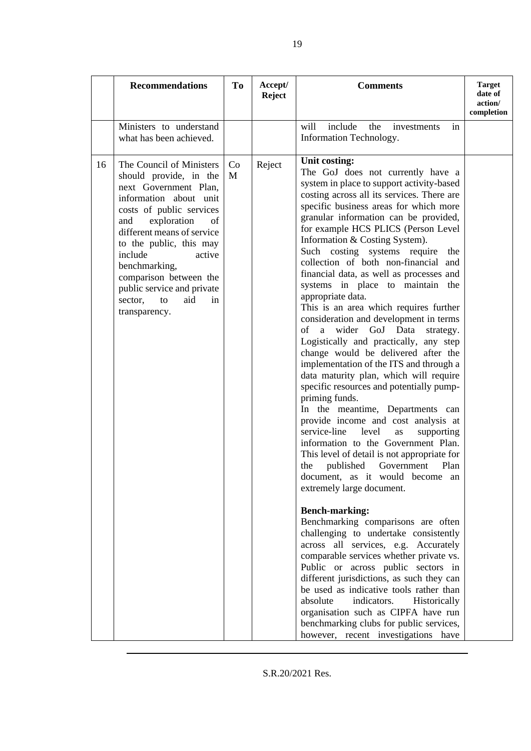| | Recommendations | To | Accept/ Reject | Comments | Target date of action/ completion |
|---|---|---|---|---|---|
| | Ministers to understand what has been achieved. | | | will include the investments in Information Technology. | |
| 16 | The Council of Ministers should provide, in the next Government Plan, information about unit costs of public services and exploration of different means of service to the public, this may include active benchmarking, comparison between the public service and private sector, to aid in transparency. | CoM | Reject | **Unit costing:**<br>The GoJ does not currently have a system in place to support activity-based costing across all its services. There are specific business areas for which more granular information can be provided, for example HCS PLICS (Person Level Information & Costing System).<br>Such costing systems require the collection of both non-financial and financial data, as well as processes and systems in place to maintain the appropriate data.<br>This is an area which requires further consideration and development in terms of a wider GoJ Data strategy. Logistically and practically, any step change would be delivered after the implementation of the ITS and through a data maturity plan, which will require specific resources and potentially pump-priming funds.<br>In the meantime, Departments can provide income and cost analysis at service-line level as supporting information to the Government Plan. This level of detail is not appropriate for the published Government Plan document, as it would become an extremely large document.<br><br>**Bench-marking:**<br>Benchmarking comparisons are often challenging to undertake consistently across all services, e.g. Accurately comparable services whether private vs. Public or across public sectors in different jurisdictions, as such they can be used as indicative tools rather than absolute indicators. Historically organisation such as CIPFA have run benchmarking clubs for public services, however, recent investigations have | |

S.R.20/2021 Res.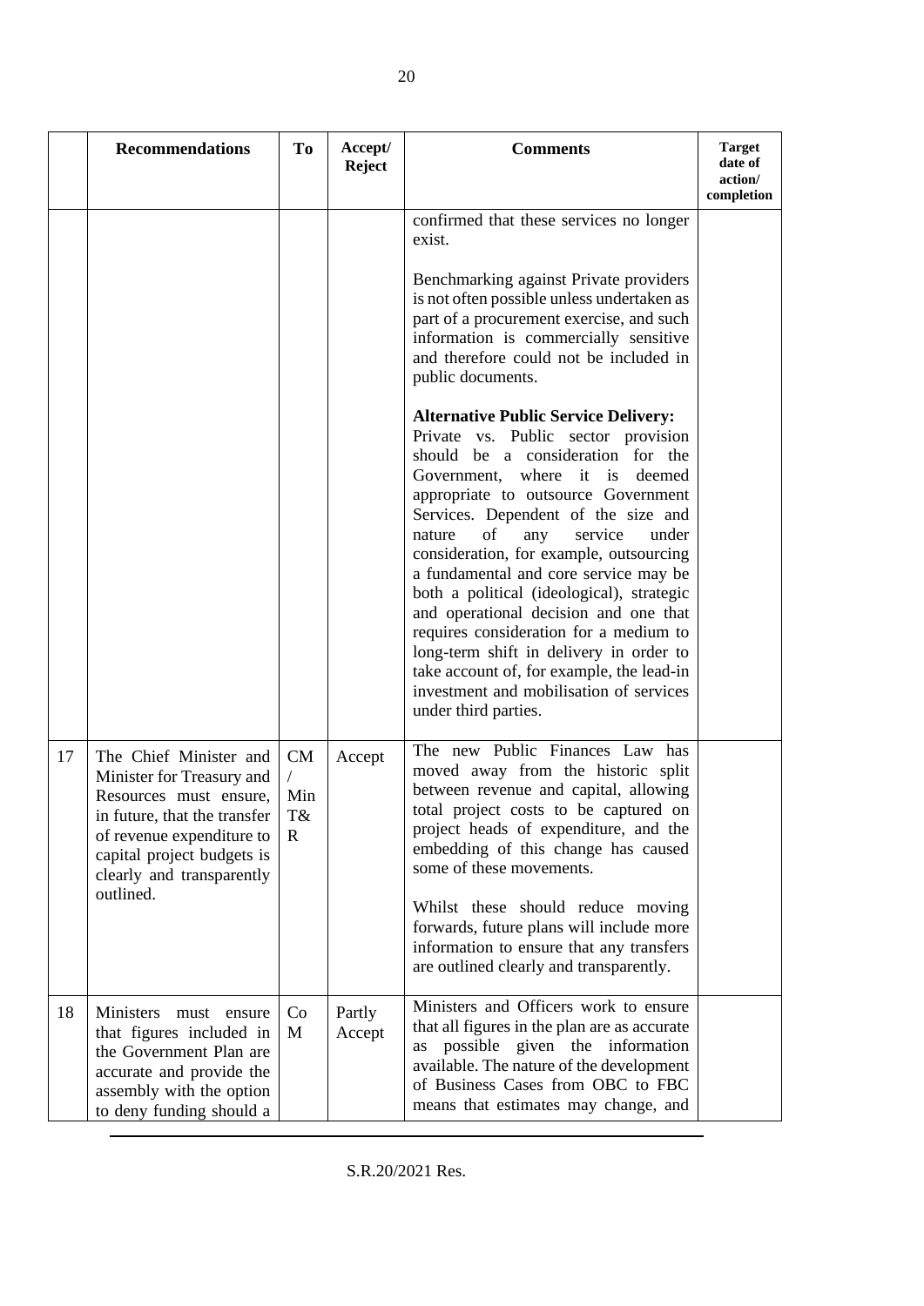| | Recommendations | To | Accept/ Reject | Comments | Target date of action/ completion |
|---|---|---|---|---|---|
| | | | | confirmed that these services no longer exist.<br><br>Benchmarking against Private providers is not often possible unless undertaken as part of a procurement exercise, and such information is commercially sensitive and therefore could not be included in public documents.<br><br>**Alternative Public Service Delivery:** Private vs. Public sector provision should be a consideration for the Government, where it is deemed appropriate to outsource Government Services. Dependent of the size and nature of any service under consideration, for example, outsourcing a fundamental and core service may be both a political (ideological), strategic and operational decision and one that requires consideration for a medium to long-term shift in delivery in order to take account of, for example, the lead-in investment and mobilisation of services under third parties. | |
| 17 | The Chief Minister and Minister for Treasury and Resources must ensure, in future, that the transfer of revenue expenditure to capital project budgets is clearly and transparently outlined. | CM / Min T&R | Accept | The new Public Finances Law has moved away from the historic split between revenue and capital, allowing total project costs to be captured on project heads of expenditure, and the embedding of this change has caused some of these movements.<br><br>Whilst these should reduce moving forwards, future plans will include more information to ensure that any transfers are outlined clearly and transparently. | |
| 18 | Ministers must ensure that figures included in the Government Plan are accurate and provide the assembly with the option to deny funding should a | CoM | Partly Accept | Ministers and Officers work to ensure that all figures in the plan are as accurate as possible given the information available. The nature of the development of Business Cases from OBC to FBC means that estimates may change, and | |

S.R.20/2021 Res.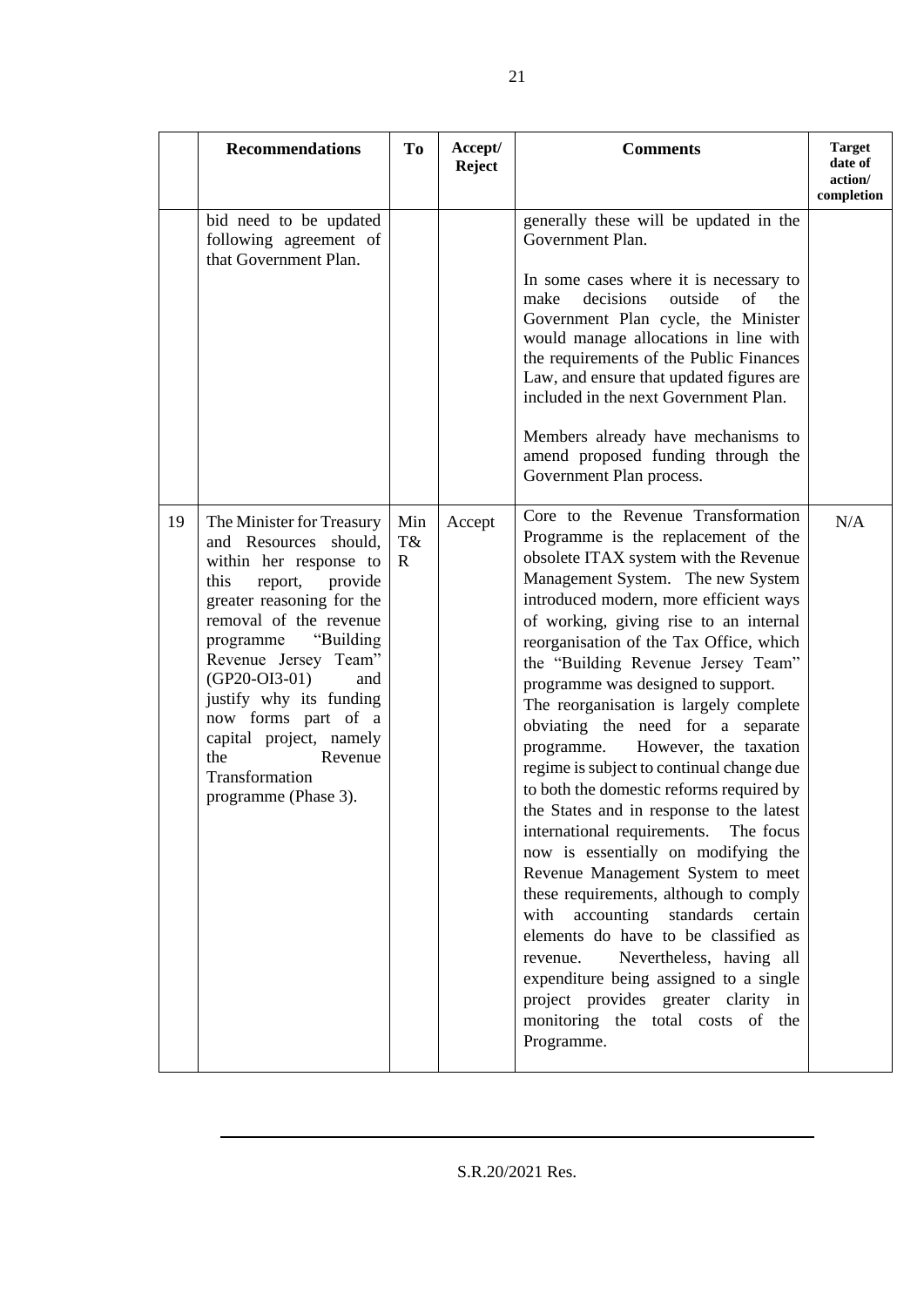|  | Recommendations | To | Accept/ Reject | Comments | Target date of action/ completion |
|---|---|---|---|---|---|
|  | bid need to be updated following agreement of that Government Plan. |  |  | generally these will be updated in the Government Plan.<br><br>In some cases where it is necessary to make decisions outside of the Government Plan cycle, the Minister would manage allocations in line with the requirements of the Public Finances Law, and ensure that updated figures are included in the next Government Plan.<br><br>Members already have mechanisms to amend proposed funding through the Government Plan process. |  |
| 19 | The Minister for Treasury and Resources should, within her response to this report, provide greater reasoning for the removal of the revenue programme "Building Revenue Jersey Team" (GP20-OI3-01) and justify why its funding now forms part of a capital project, namely the Revenue Transformation programme (Phase 3). | Min T&R | Accept | Core to the Revenue Transformation Programme is the replacement of the obsolete ITAX system with the Revenue Management System. The new System introduced modern, more efficient ways of working, giving rise to an internal reorganisation of the Tax Office, which the "Building Revenue Jersey Team" programme was designed to support.<br>The reorganisation is largely complete obviating the need for a separate programme. However, the taxation regime is subject to continual change due to both the domestic reforms required by the States and in response to the latest international requirements. The focus now is essentially on modifying the Revenue Management System to meet these requirements, although to comply with accounting standards certain elements do have to be classified as revenue. Nevertheless, having all expenditure being assigned to a single project provides greater clarity in monitoring the total costs of the Programme. | N/A |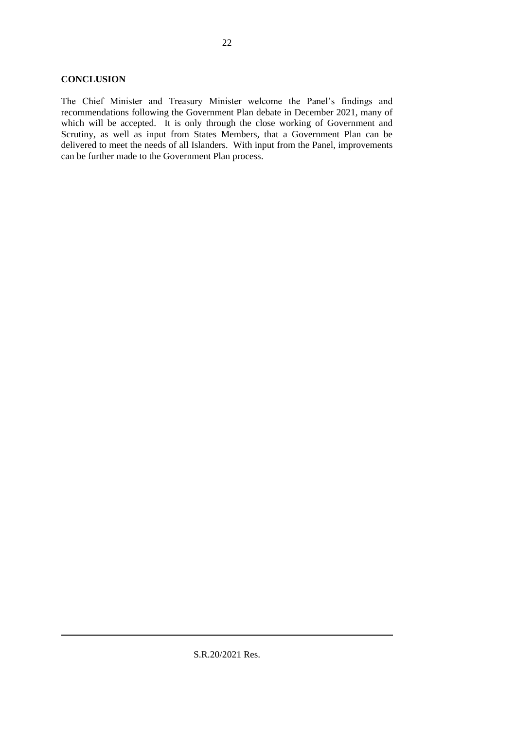## CONCLUSION

The Chief Minister and Treasury Minister welcome the Panel's findings and recommendations following the Government Plan debate in December 2021, many of which will be accepted. It is only through the close working of Government and Scrutiny, as well as input from States Members, that a Government Plan can be delivered to meet the needs of all Islanders. With input from the Panel, improvements can be further made to the Government Plan process.